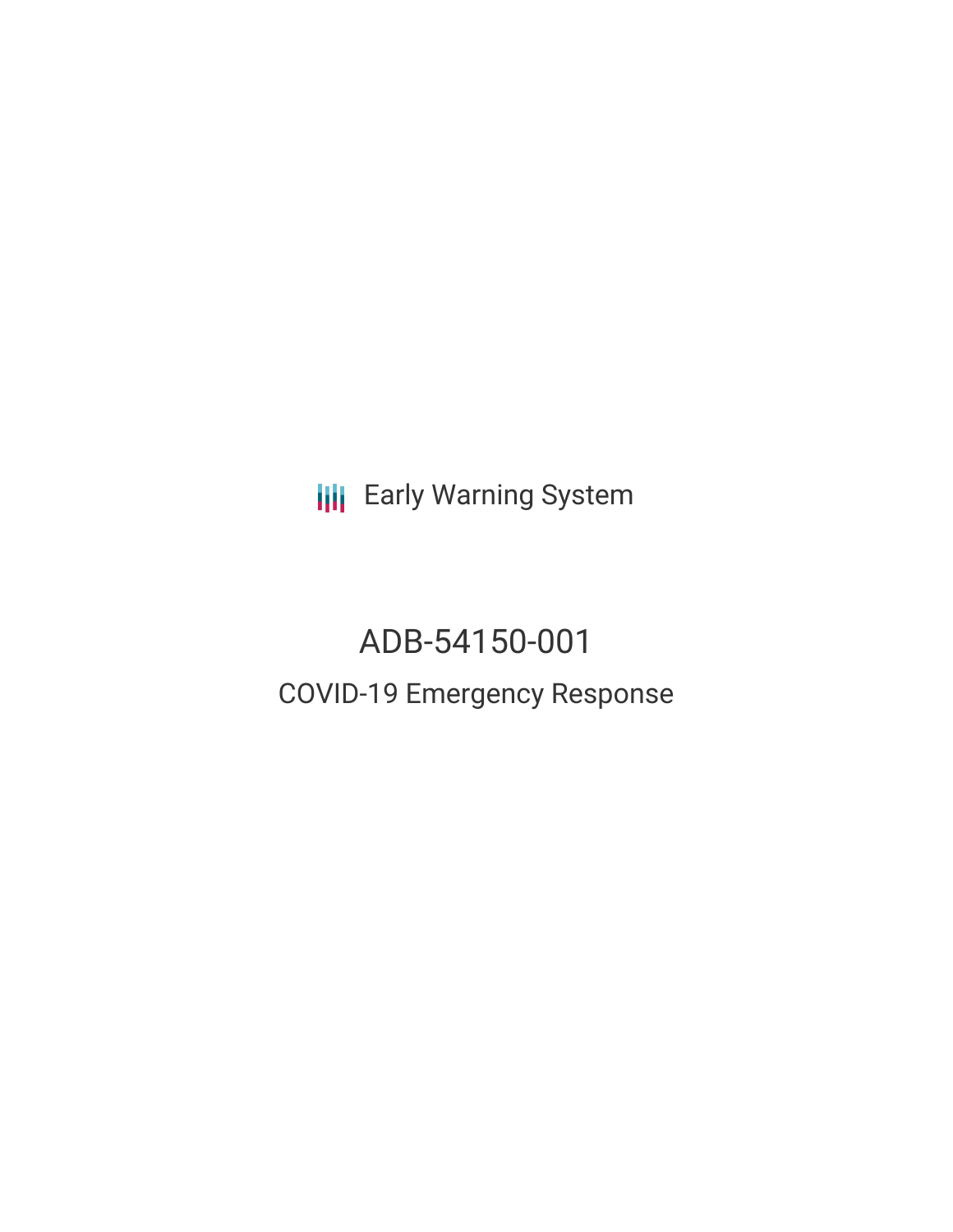Early Warning System

# ADB-54150-001

## COVID-19 Emergency Response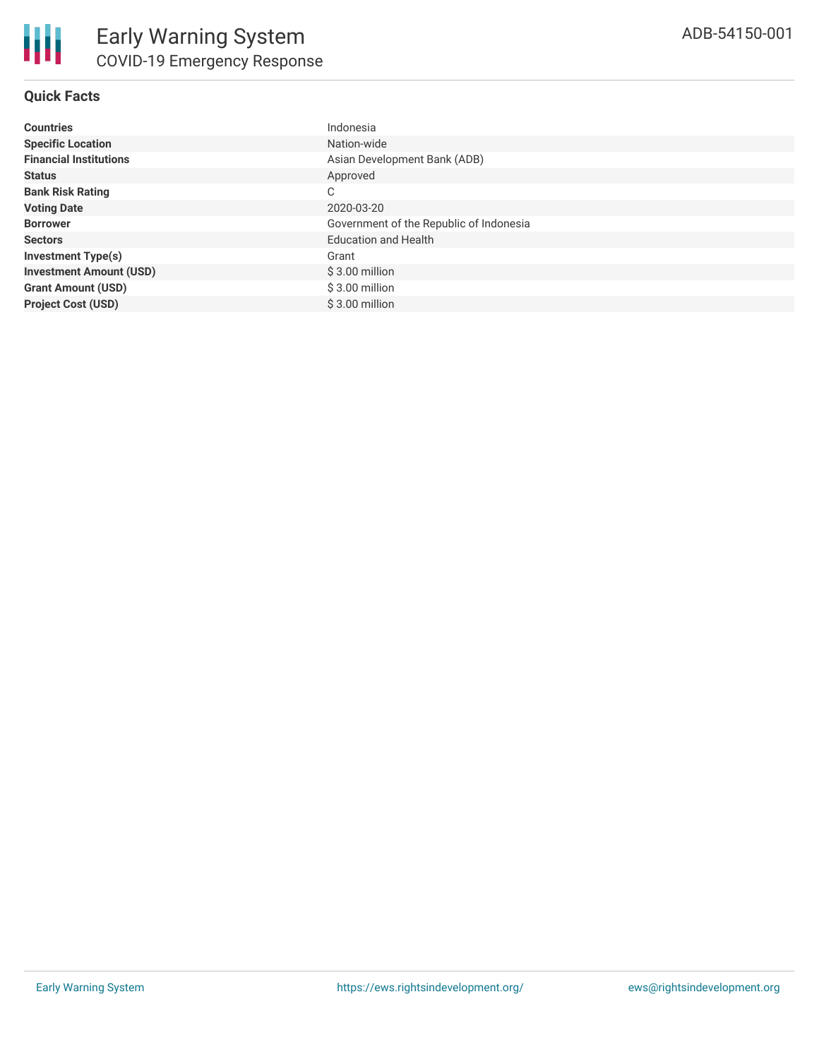# Early Warning System

## COVID-19 Emergency Response

ADB-54150-001

### Quick Facts

| | |
|---|---|
| **Countries** | Indonesia |
| **Specific Location** | Nation-wide |
| **Financial Institutions** | Asian Development Bank (ADB) |
| **Status** | Approved |
| **Bank Risk Rating** | C |
| **Voting Date** | 2020-03-20 |
| **Borrower** | Government of the Republic of Indonesia |
| **Sectors** | Education and Health |
| **Investment Type(s)** | Grant |
| **Investment Amount (USD)** | $ 3.00 million |
| **Grant Amount (USD)** | $ 3.00 million |
| **Project Cost (USD)** | $ 3.00 million |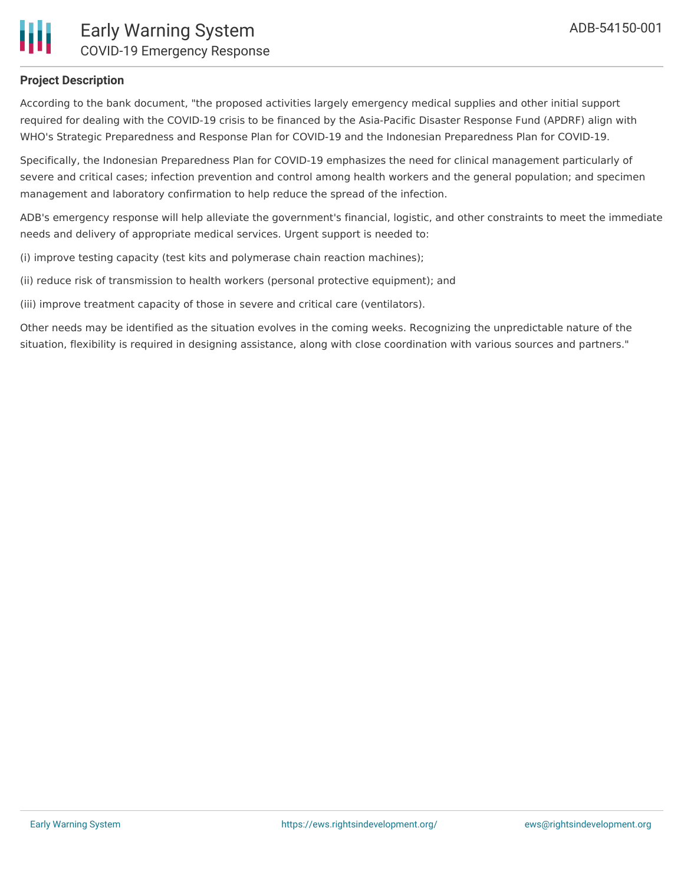## Project Description

According to the bank document, "the proposed activities largely emergency medical supplies and other initial support required for dealing with the COVID-19 crisis to be financed by the Asia-Pacific Disaster Response Fund (APDRF) align with WHO's Strategic Preparedness and Response Plan for COVID-19 and the Indonesian Preparedness Plan for COVID-19.

Specifically, the Indonesian Preparedness Plan for COVID-19 emphasizes the need for clinical management particularly of severe and critical cases; infection prevention and control among health workers and the general population; and specimen management and laboratory confirmation to help reduce the spread of the infection.

ADB's emergency response will help alleviate the government's financial, logistic, and other constraints to meet the immediate needs and delivery of appropriate medical services. Urgent support is needed to:

(i) improve testing capacity (test kits and polymerase chain reaction machines);

(ii) reduce risk of transmission to health workers (personal protective equipment); and

(iii) improve treatment capacity of those in severe and critical care (ventilators).

Other needs may be identified as the situation evolves in the coming weeks. Recognizing the unpredictable nature of the situation, flexibility is required in designing assistance, along with close coordination with various sources and partners."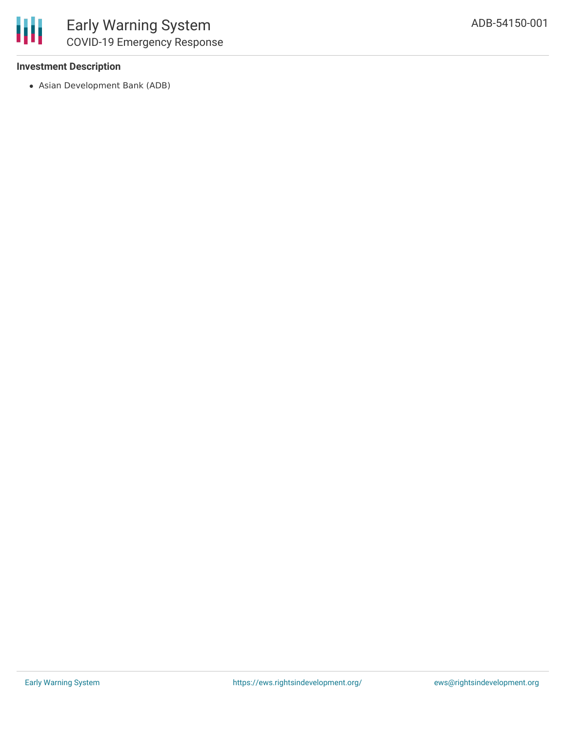**Investment Description**

- Asian Development Bank (ADB)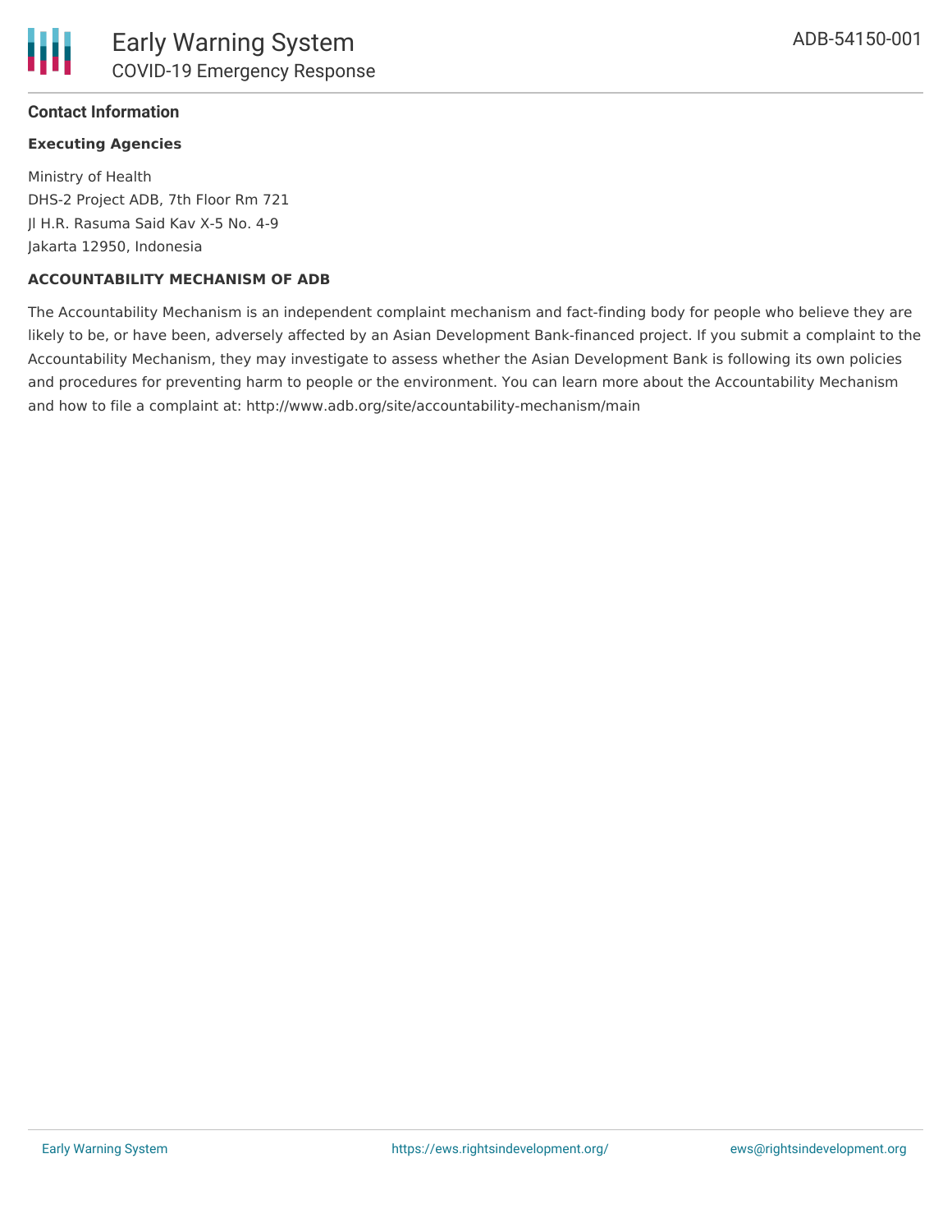### Contact Information

**Executing Agencies**

Ministry of Health
DHS-2 Project ADB, 7th Floor Rm 721
Jl H.R. Rasuma Said Kav X-5 No. 4-9
Jakarta 12950, Indonesia

**ACCOUNTABILITY MECHANISM OF ADB**

The Accountability Mechanism is an independent complaint mechanism and fact-finding body for people who believe they are likely to be, or have been, adversely affected by an Asian Development Bank-financed project. If you submit a complaint to the Accountability Mechanism, they may investigate to assess whether the Asian Development Bank is following its own policies and procedures for preventing harm to people or the environment. You can learn more about the Accountability Mechanism and how to file a complaint at: http://www.adb.org/site/accountability-mechanism/main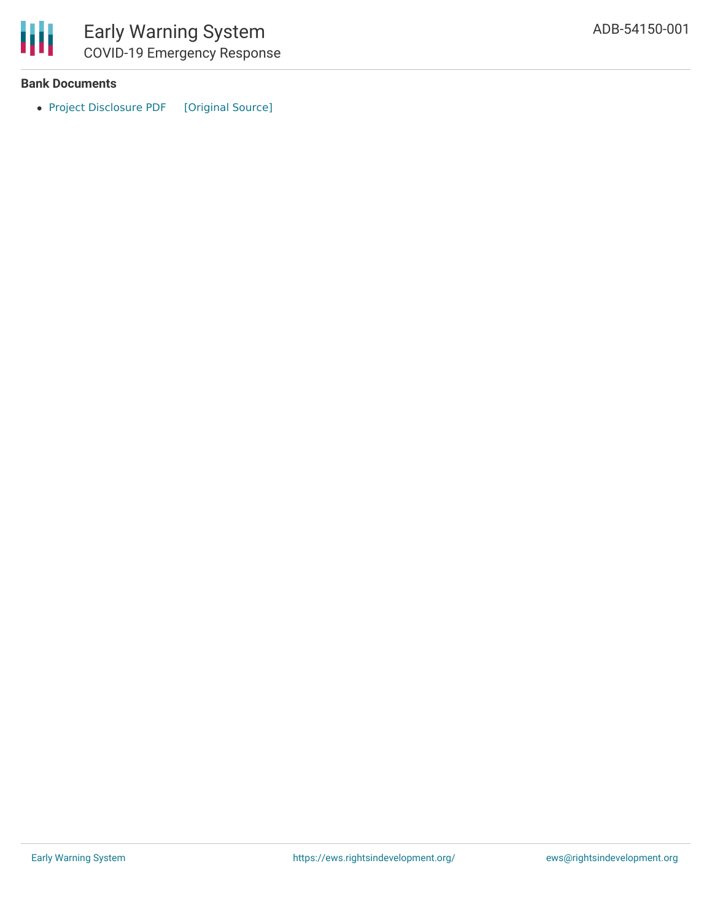**Bank Documents**

- Project Disclosure PDF [Original Source]